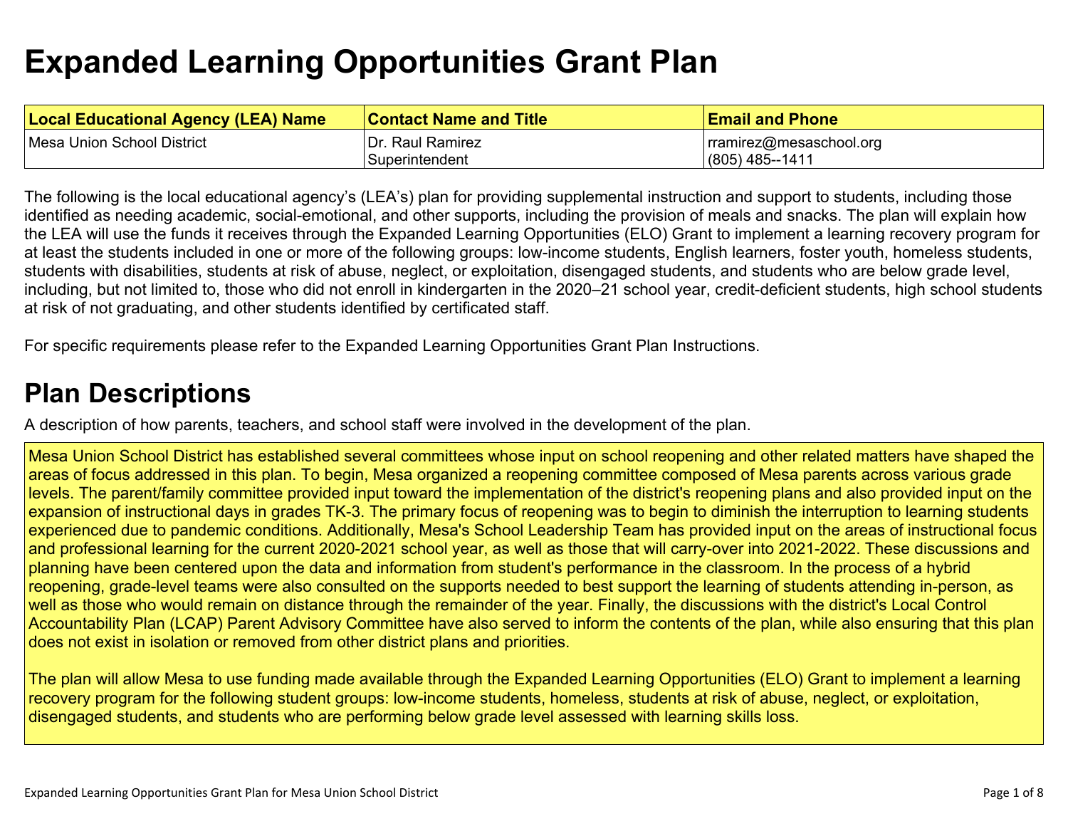# Expanded Learning Opportunities Grant Plan

| Local Educational Agency (LEA) Name | Contact Name and Title | Email and Phone |
| --- | --- | --- |
| Mesa Union School District | Dr. Raul Ramirez<br>Superintendent | rramirez@mesaschool.org<br>(805) 485--1411 |

The following is the local educational agency's (LEA's) plan for providing supplemental instruction and support to students, including those identified as needing academic, social-emotional, and other supports, including the provision of meals and snacks. The plan will explain how the LEA will use the funds it receives through the Expanded Learning Opportunities (ELO) Grant to implement a learning recovery program for at least the students included in one or more of the following groups: low-income students, English learners, foster youth, homeless students, students with disabilities, students at risk of abuse, neglect, or exploitation, disengaged students, and students who are below grade level, including, but not limited to, those who did not enroll in kindergarten in the 2020–21 school year, credit-deficient students, high school students at risk of not graduating, and other students identified by certificated staff.

For specific requirements please refer to the Expanded Learning Opportunities Grant Plan Instructions.

## Plan Descriptions

A description of how parents, teachers, and school staff were involved in the development of the plan.

Mesa Union School District has established several committees whose input on school reopening and other related matters have shaped the areas of focus addressed in this plan. To begin, Mesa organized a reopening committee composed of Mesa parents across various grade levels. The parent/family committee provided input toward the implementation of the district's reopening plans and also provided input on the expansion of instructional days in grades TK-3. The primary focus of reopening was to begin to diminish the interruption to learning students experienced due to pandemic conditions. Additionally, Mesa's School Leadership Team has provided input on the areas of instructional focus and professional learning for the current 2020-2021 school year, as well as those that will carry-over into 2021-2022. These discussions and planning have been centered upon the data and information from student's performance in the classroom. In the process of a hybrid reopening, grade-level teams were also consulted on the supports needed to best support the learning of students attending in-person, as well as those who would remain on distance through the remainder of the year. Finally, the discussions with the district's Local Control Accountability Plan (LCAP) Parent Advisory Committee have also served to inform the contents of the plan, while also ensuring that this plan does not exist in isolation or removed from other district plans and priorities.

The plan will allow Mesa to use funding made available through the Expanded Learning Opportunities (ELO) Grant to implement a learning recovery program for the following student groups: low-income students, homeless, students at risk of abuse, neglect, or exploitation, disengaged students, and students who are performing below grade level assessed with learning skills loss.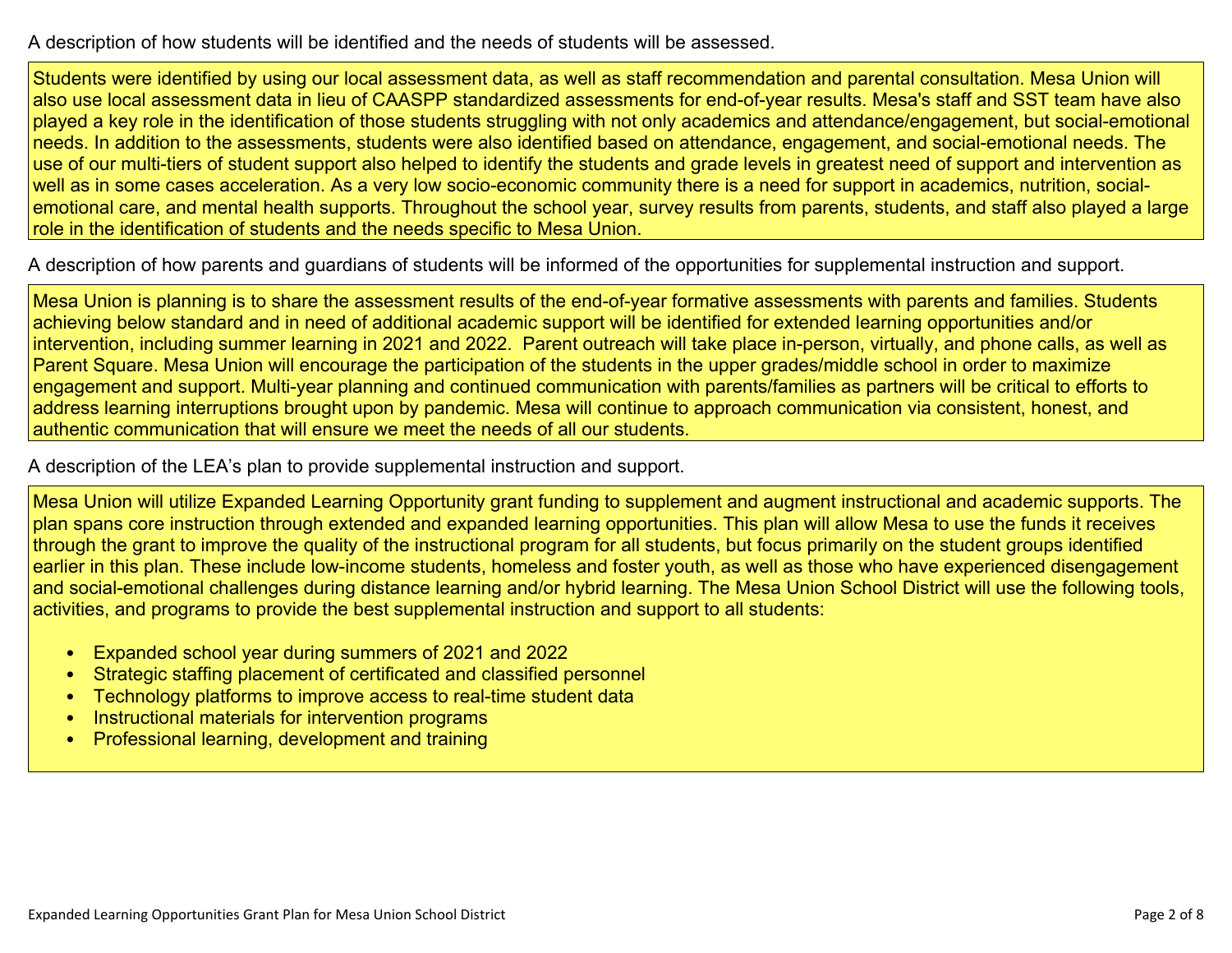A description of how students will be identified and the needs of students will be assessed.

Students were identified by using our local assessment data, as well as staff recommendation and parental consultation. Mesa Union will also use local assessment data in lieu of CAASPP standardized assessments for end-of-year results. Mesa's staff and SST team have also played a key role in the identification of those students struggling with not only academics and attendance/engagement, but social-emotional needs. In addition to the assessments, students were also identified based on attendance, engagement, and social-emotional needs. The use of our multi-tiers of student support also helped to identify the students and grade levels in greatest need of support and intervention as well as in some cases acceleration. As a very low socio-economic community there is a need for support in academics, nutrition, social-emotional care, and mental health supports. Throughout the school year, survey results from parents, students, and staff also played a large role in the identification of students and the needs specific to Mesa Union.

A description of how parents and guardians of students will be informed of the opportunities for supplemental instruction and support.

Mesa Union is planning is to share the assessment results of the end-of-year formative assessments with parents and families. Students achieving below standard and in need of additional academic support will be identified for extended learning opportunities and/or intervention, including summer learning in 2021 and 2022. Parent outreach will take place in-person, virtually, and phone calls, as well as Parent Square. Mesa Union will encourage the participation of the students in the upper grades/middle school in order to maximize engagement and support. Multi-year planning and continued communication with parents/families as partners will be critical to efforts to address learning interruptions brought upon by pandemic. Mesa will continue to approach communication via consistent, honest, and authentic communication that will ensure we meet the needs of all our students.

A description of the LEA's plan to provide supplemental instruction and support.

Mesa Union will utilize Expanded Learning Opportunity grant funding to supplement and augment instructional and academic supports. The plan spans core instruction through extended and expanded learning opportunities. This plan will allow Mesa to use the funds it receives through the grant to improve the quality of the instructional program for all students, but focus primarily on the student groups identified earlier in this plan. These include low-income students, homeless and foster youth, as well as those who have experienced disengagement and social-emotional challenges during distance learning and/or hybrid learning. The Mesa Union School District will use the following tools, activities, and programs to provide the best supplemental instruction and support to all students:

- Expanded school year during summers of 2021 and 2022
- Strategic staffing placement of certificated and classified personnel
- Technology platforms to improve access to real-time student data
- Instructional materials for intervention programs
- Professional learning, development and training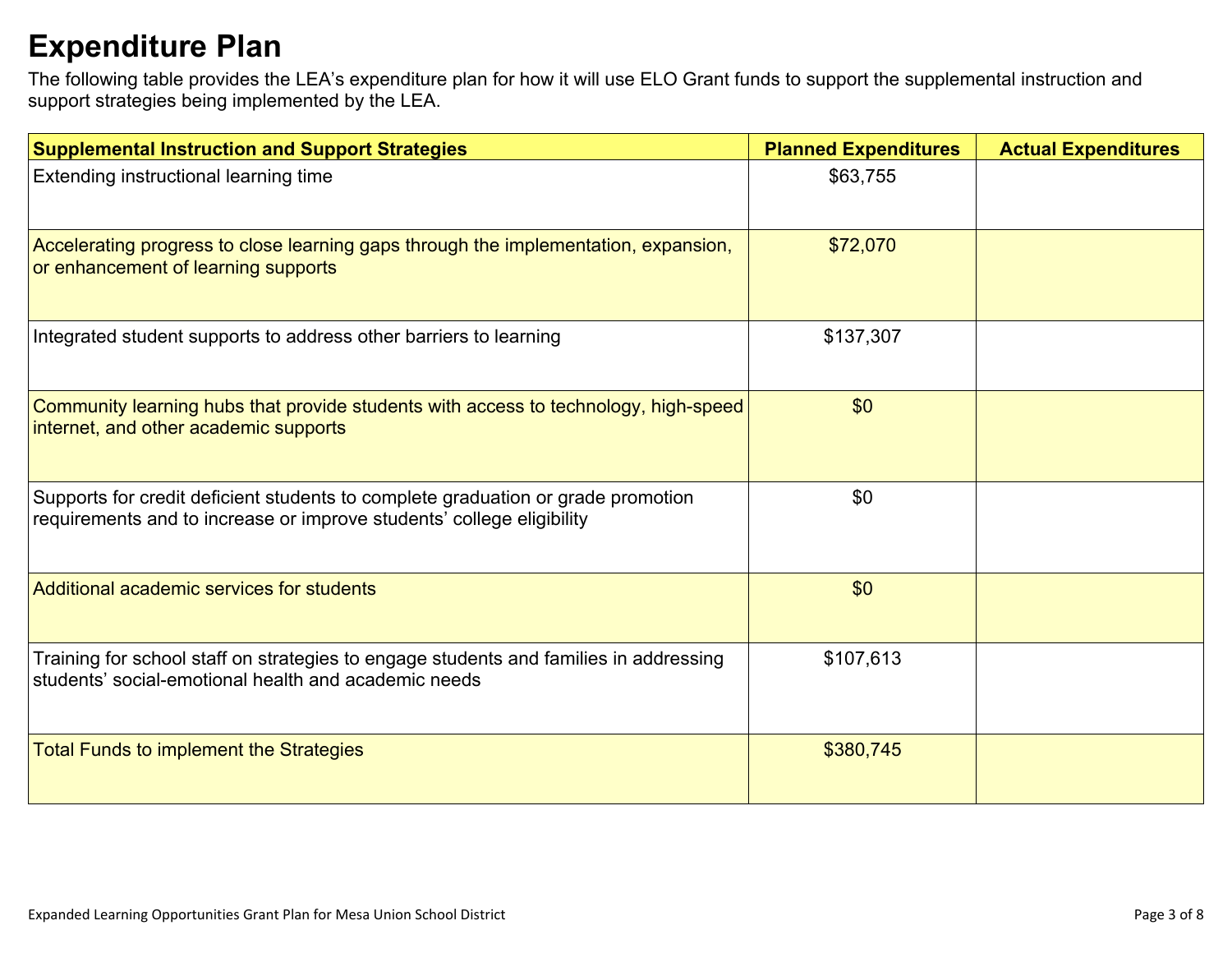# Expenditure Plan

The following table provides the LEA's expenditure plan for how it will use ELO Grant funds to support the supplemental instruction and support strategies being implemented by the LEA.

| Supplemental Instruction and Support Strategies | Planned Expenditures | Actual Expenditures |
|---|---|---|
| Extending instructional learning time | $63,755 | |
| Accelerating progress to close learning gaps through the implementation, expansion, or enhancement of learning supports | $72,070 | |
| Integrated student supports to address other barriers to learning | $137,307 | |
| Community learning hubs that provide students with access to technology, high-speed internet, and other academic supports | $0 | |
| Supports for credit deficient students to complete graduation or grade promotion requirements and to increase or improve students' college eligibility | $0 | |
| Additional academic services for students | $0 | |
| Training for school staff on strategies to engage students and families in addressing students' social-emotional health and academic needs | $107,613 | |
| Total Funds to implement the Strategies | $380,745 | |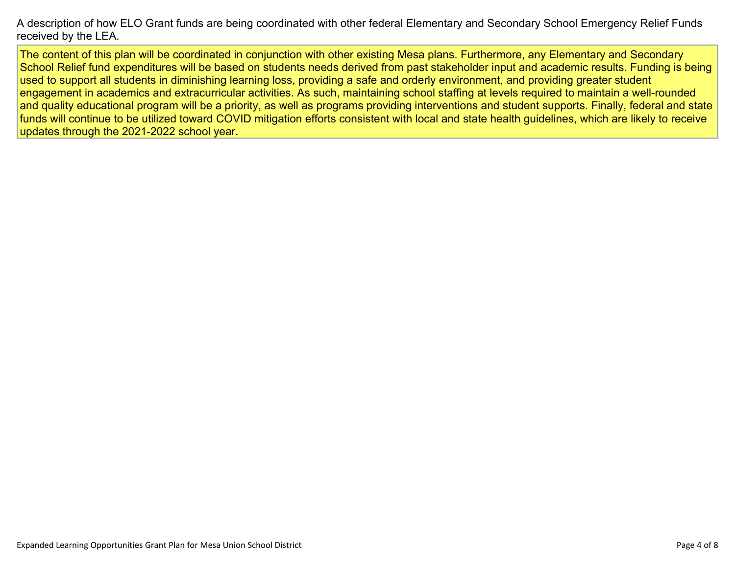A description of how ELO Grant funds are being coordinated with other federal Elementary and Secondary School Emergency Relief Funds received by the LEA.

The content of this plan will be coordinated in conjunction with other existing Mesa plans. Furthermore, any Elementary and Secondary School Relief fund expenditures will be based on students needs derived from past stakeholder input and academic results. Funding is being used to support all students in diminishing learning loss, providing a safe and orderly environment, and providing greater student engagement in academics and extracurricular activities. As such, maintaining school staffing at levels required to maintain a well-rounded and quality educational program will be a priority, as well as programs providing interventions and student supports. Finally, federal and state funds will continue to be utilized toward COVID mitigation efforts consistent with local and state health guidelines, which are likely to receive updates through the 2021-2022 school year.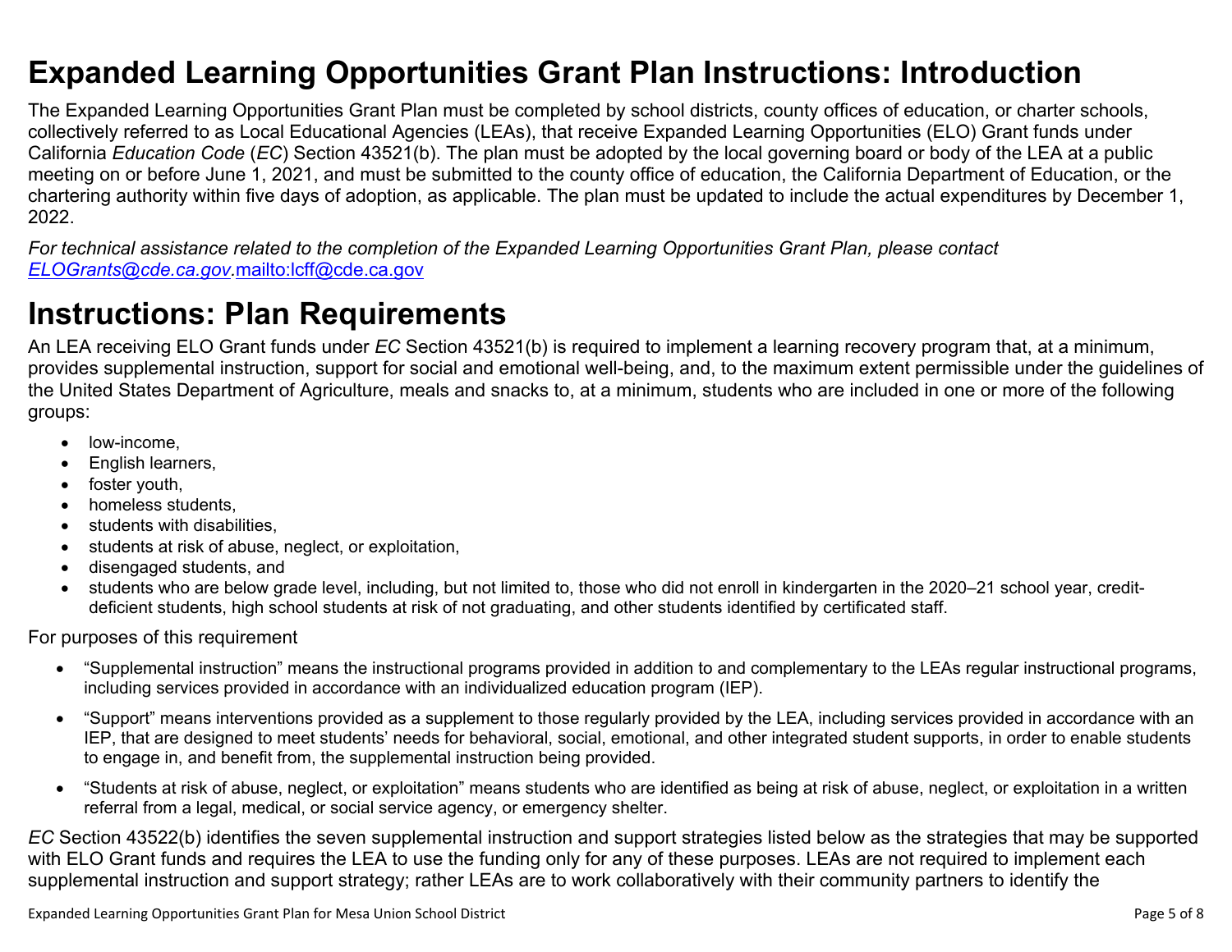# Expanded Learning Opportunities Grant Plan Instructions: Introduction

The Expanded Learning Opportunities Grant Plan must be completed by school districts, county offices of education, or charter schools, collectively referred to as Local Educational Agencies (LEAs), that receive Expanded Learning Opportunities (ELO) Grant funds under California *Education Code* (*EC*) Section 43521(b). The plan must be adopted by the local governing board or body of the LEA at a public meeting on or before June 1, 2021, and must be submitted to the county office of education, the California Department of Education, or the chartering authority within five days of adoption, as applicable. The plan must be updated to include the actual expenditures by December 1, 2022.

*For technical assistance related to the completion of the Expanded Learning Opportunities Grant Plan, please contact [ELOGrants@cde.ca.gov](mailto:ELOGrants@cde.ca.gov).*mailto:lcff@cde.ca.gov

# Instructions: Plan Requirements

An LEA receiving ELO Grant funds under *EC* Section 43521(b) is required to implement a learning recovery program that, at a minimum, provides supplemental instruction, support for social and emotional well-being, and, to the maximum extent permissible under the guidelines of the United States Department of Agriculture, meals and snacks to, at a minimum, students who are included in one or more of the following groups:

- low-income,
- English learners,
- foster youth,
- homeless students,
- students with disabilities,
- students at risk of abuse, neglect, or exploitation,
- disengaged students, and
- students who are below grade level, including, but not limited to, those who did not enroll in kindergarten in the 2020–21 school year, credit-deficient students, high school students at risk of not graduating, and other students identified by certificated staff.

For purposes of this requirement

- "Supplemental instruction" means the instructional programs provided in addition to and complementary to the LEAs regular instructional programs, including services provided in accordance with an individualized education program (IEP).
- "Support" means interventions provided as a supplement to those regularly provided by the LEA, including services provided in accordance with an IEP, that are designed to meet students' needs for behavioral, social, emotional, and other integrated student supports, in order to enable students to engage in, and benefit from, the supplemental instruction being provided.
- "Students at risk of abuse, neglect, or exploitation" means students who are identified as being at risk of abuse, neglect, or exploitation in a written referral from a legal, medical, or social service agency, or emergency shelter.

*EC* Section 43522(b) identifies the seven supplemental instruction and support strategies listed below as the strategies that may be supported with ELO Grant funds and requires the LEA to use the funding only for any of these purposes. LEAs are not required to implement each supplemental instruction and support strategy; rather LEAs are to work collaboratively with their community partners to identify the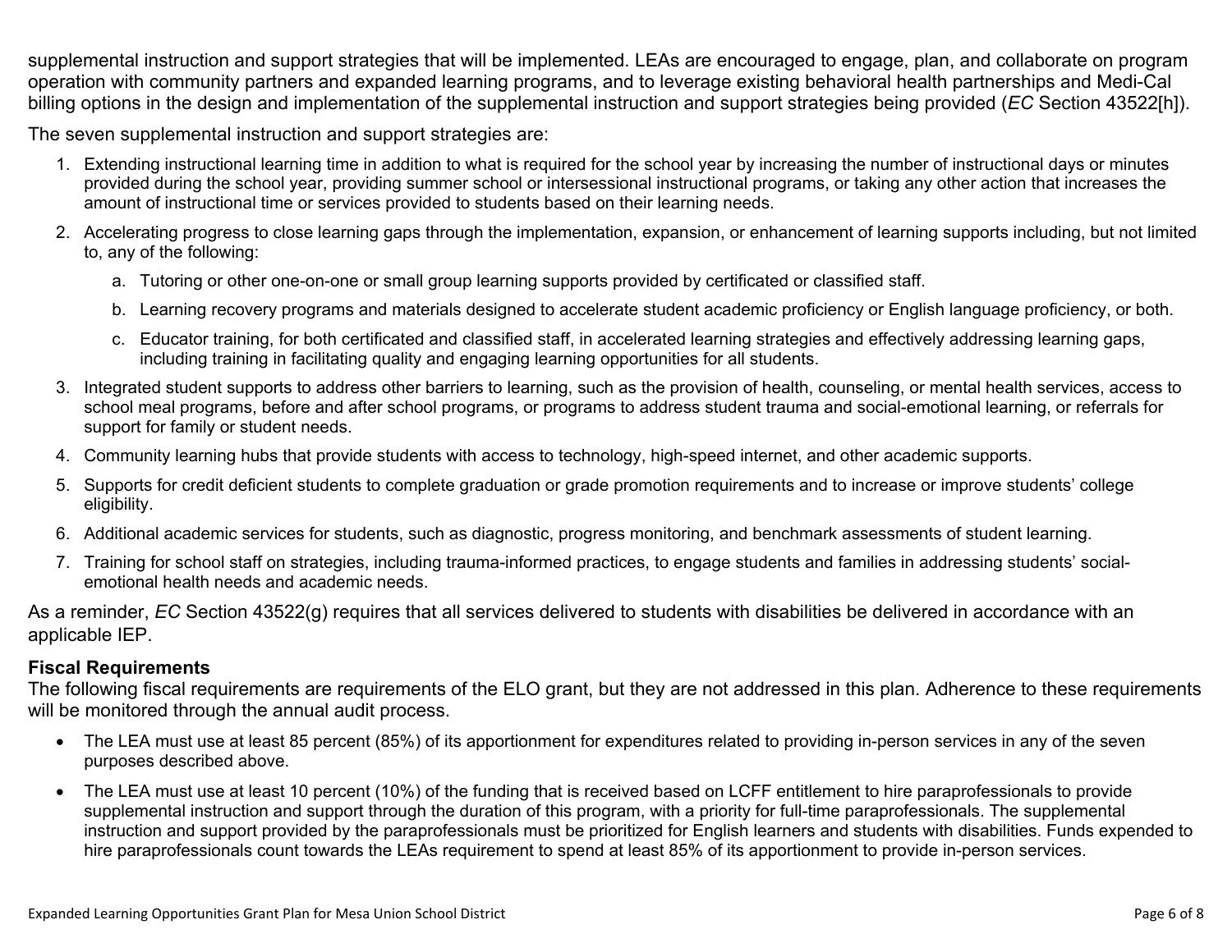supplemental instruction and support strategies that will be implemented. LEAs are encouraged to engage, plan, and collaborate on program operation with community partners and expanded learning programs, and to leverage existing behavioral health partnerships and Medi-Cal billing options in the design and implementation of the supplemental instruction and support strategies being provided (*EC* Section 43522[h]).

The seven supplemental instruction and support strategies are:

1. Extending instructional learning time in addition to what is required for the school year by increasing the number of instructional days or minutes provided during the school year, providing summer school or intersessional instructional programs, or taking any other action that increases the amount of instructional time or services provided to students based on their learning needs.
2. Accelerating progress to close learning gaps through the implementation, expansion, or enhancement of learning supports including, but not limited to, any of the following:
    a. Tutoring or other one-on-one or small group learning supports provided by certificated or classified staff.
    b. Learning recovery programs and materials designed to accelerate student academic proficiency or English language proficiency, or both.
    c. Educator training, for both certificated and classified staff, in accelerated learning strategies and effectively addressing learning gaps, including training in facilitating quality and engaging learning opportunities for all students.
3. Integrated student supports to address other barriers to learning, such as the provision of health, counseling, or mental health services, access to school meal programs, before and after school programs, or programs to address student trauma and social-emotional learning, or referrals for support for family or student needs.
4. Community learning hubs that provide students with access to technology, high-speed internet, and other academic supports.
5. Supports for credit deficient students to complete graduation or grade promotion requirements and to increase or improve students' college eligibility.
6. Additional academic services for students, such as diagnostic, progress monitoring, and benchmark assessments of student learning.
7. Training for school staff on strategies, including trauma-informed practices, to engage students and families in addressing students' social-emotional health needs and academic needs.

As a reminder, *EC* Section 43522(g) requires that all services delivered to students with disabilities be delivered in accordance with an applicable IEP.

**Fiscal Requirements**

The following fiscal requirements are requirements of the ELO grant, but they are not addressed in this plan. Adherence to these requirements will be monitored through the annual audit process.

- The LEA must use at least 85 percent (85%) of its apportionment for expenditures related to providing in-person services in any of the seven purposes described above.
- The LEA must use at least 10 percent (10%) of the funding that is received based on LCFF entitlement to hire paraprofessionals to provide supplemental instruction and support through the duration of this program, with a priority for full-time paraprofessionals. The supplemental instruction and support provided by the paraprofessionals must be prioritized for English learners and students with disabilities. Funds expended to hire paraprofessionals count towards the LEAs requirement to spend at least 85% of its apportionment to provide in-person services.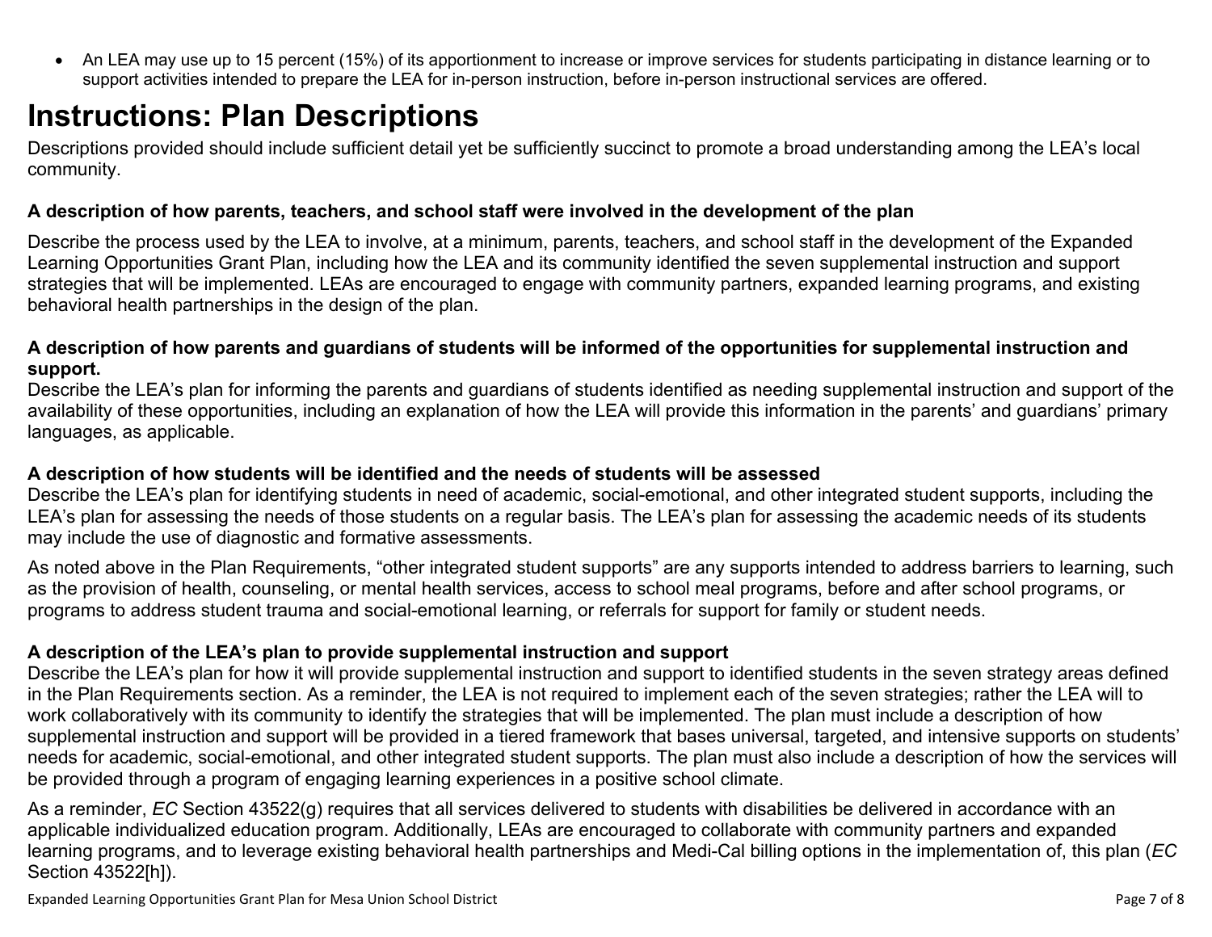- An LEA may use up to 15 percent (15%) of its apportionment to increase or improve services for students participating in distance learning or to support activities intended to prepare the LEA for in-person instruction, before in-person instructional services are offered.

# Instructions: Plan Descriptions

Descriptions provided should include sufficient detail yet be sufficiently succinct to promote a broad understanding among the LEA's local community.

**A description of how parents, teachers, and school staff were involved in the development of the plan**

Describe the process used by the LEA to involve, at a minimum, parents, teachers, and school staff in the development of the Expanded Learning Opportunities Grant Plan, including how the LEA and its community identified the seven supplemental instruction and support strategies that will be implemented. LEAs are encouraged to engage with community partners, expanded learning programs, and existing behavioral health partnerships in the design of the plan.

**A description of how parents and guardians of students will be informed of the opportunities for supplemental instruction and support.**

Describe the LEA's plan for informing the parents and guardians of students identified as needing supplemental instruction and support of the availability of these opportunities, including an explanation of how the LEA will provide this information in the parents' and guardians' primary languages, as applicable.

**A description of how students will be identified and the needs of students will be assessed**

Describe the LEA's plan for identifying students in need of academic, social-emotional, and other integrated student supports, including the LEA's plan for assessing the needs of those students on a regular basis. The LEA's plan for assessing the academic needs of its students may include the use of diagnostic and formative assessments.

As noted above in the Plan Requirements, "other integrated student supports" are any supports intended to address barriers to learning, such as the provision of health, counseling, or mental health services, access to school meal programs, before and after school programs, or programs to address student trauma and social-emotional learning, or referrals for support for family or student needs.

**A description of the LEA's plan to provide supplemental instruction and support**

Describe the LEA's plan for how it will provide supplemental instruction and support to identified students in the seven strategy areas defined in the Plan Requirements section. As a reminder, the LEA is not required to implement each of the seven strategies; rather the LEA will to work collaboratively with its community to identify the strategies that will be implemented. The plan must include a description of how supplemental instruction and support will be provided in a tiered framework that bases universal, targeted, and intensive supports on students' needs for academic, social-emotional, and other integrated student supports. The plan must also include a description of how the services will be provided through a program of engaging learning experiences in a positive school climate.

As a reminder, *EC* Section 43522(g) requires that all services delivered to students with disabilities be delivered in accordance with an applicable individualized education program. Additionally, LEAs are encouraged to collaborate with community partners and expanded learning programs, and to leverage existing behavioral health partnerships and Medi-Cal billing options in the implementation of, this plan (*EC* Section 43522[h]).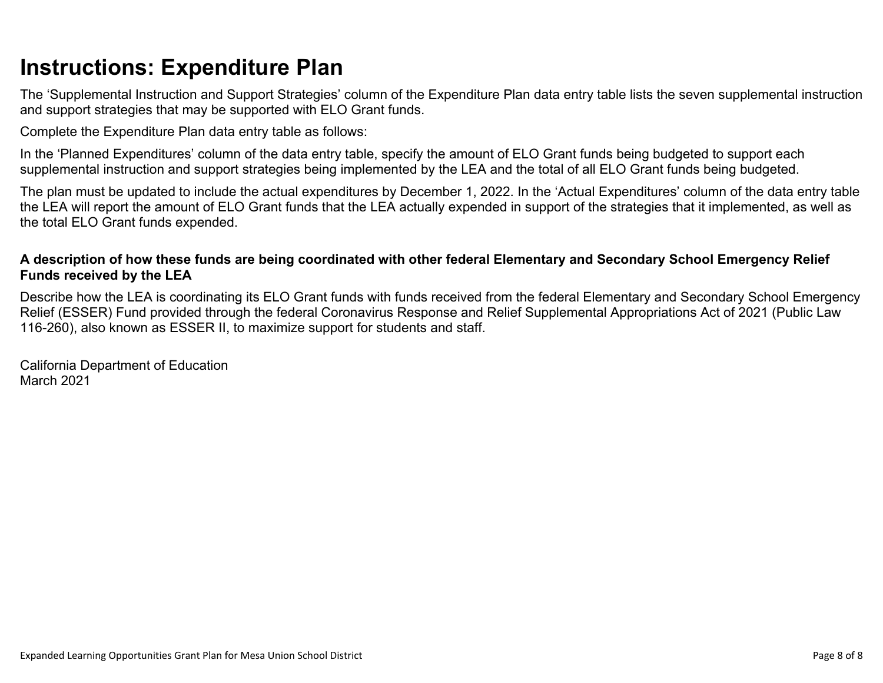# Instructions: Expenditure Plan

The 'Supplemental Instruction and Support Strategies' column of the Expenditure Plan data entry table lists the seven supplemental instruction and support strategies that may be supported with ELO Grant funds.

Complete the Expenditure Plan data entry table as follows:

In the 'Planned Expenditures' column of the data entry table, specify the amount of ELO Grant funds being budgeted to support each supplemental instruction and support strategies being implemented by the LEA and the total of all ELO Grant funds being budgeted.

The plan must be updated to include the actual expenditures by December 1, 2022. In the 'Actual Expenditures' column of the data entry table the LEA will report the amount of ELO Grant funds that the LEA actually expended in support of the strategies that it implemented, as well as the total ELO Grant funds expended.

**A description of how these funds are being coordinated with other federal Elementary and Secondary School Emergency Relief Funds received by the LEA**

Describe how the LEA is coordinating its ELO Grant funds with funds received from the federal Elementary and Secondary School Emergency Relief (ESSER) Fund provided through the federal Coronavirus Response and Relief Supplemental Appropriations Act of 2021 (Public Law 116-260), also known as ESSER II, to maximize support for students and staff.

California Department of Education
March 2021